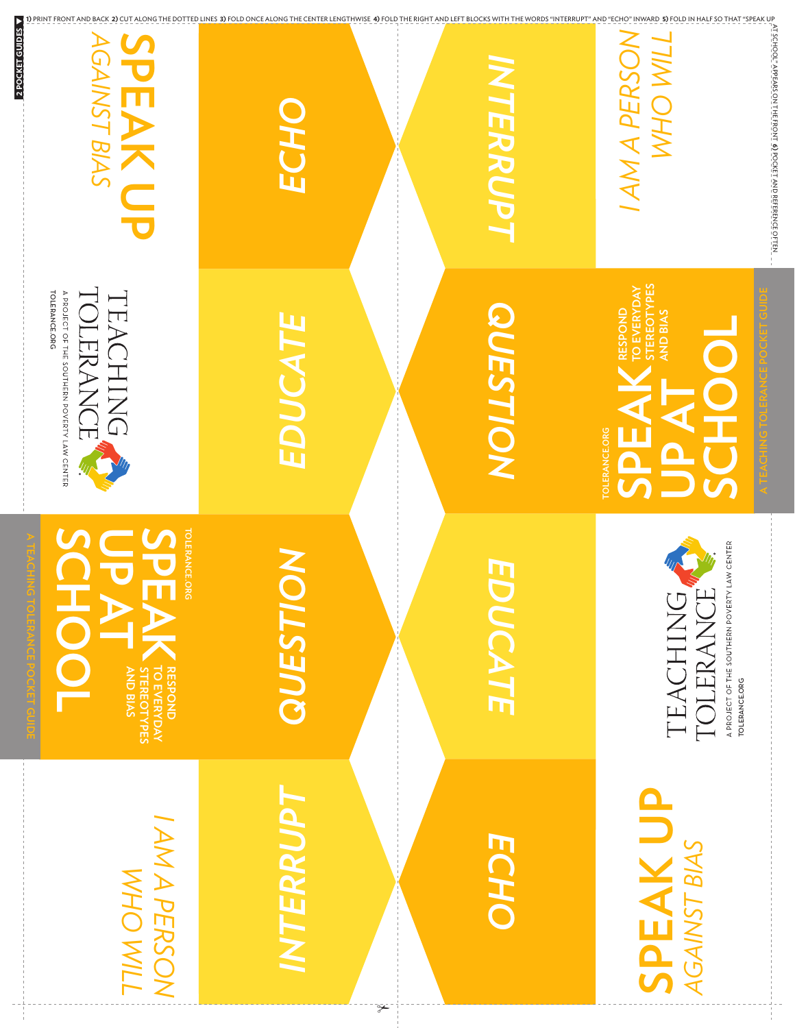**2 POCKET GUIDES ▼** **1)** PRINT FRONT AND BACK **2)** CUT ALONG THE DOTTED LINES **3)** FOLD ONCE ALONG THE CENTER LENGTHWISE **4)** FOLD THE RIGHT AND LEFT BLOCKS WITH THE WORDS "INTERRUPT" AND "ECHO" INWARD **5)** FOLD IN HALF SO THAT "SPEAK UP AT SCHOOL" APPEARS ON THE FRONT **6)** POCKET AND REFERENCE OFTEN

# SPEAK UP
*AGAINST BIAS*

TEACHING TOLERANCE
A PROJECT OF THE SOUTHERN POVERTY LAW CENTER
TOLERANCE.ORG

**ECHO**

**EDUCATE**

**QUESTION**

**INTERRUPT**

*I AM A PERSON WHO WILL*

**INTERRUPT**

**QUESTION**

**EDUCATE**

**ECHO**

TOLERANCE.ORG

# SPEAK UP AT SCHOOL

**RESPOND TO EVERYDAY STEREOTYPES AND BIAS**

A TEACHING TOLERANCE POCKET GUIDE

*I AM A PERSON WHO WILL*

TOLERANCE.ORG

# SPEAK UP AT SCHOOL

**RESPOND TO EVERYDAY STEREOTYPES AND BIAS**

A TEACHING TOLERANCE POCKET GUIDE

TEACHING TOLERANCE
A PROJECT OF THE SOUTHERN POVERTY LAW CENTER
TOLERANCE.ORG

# SPEAK UP
*AGAINST BIAS*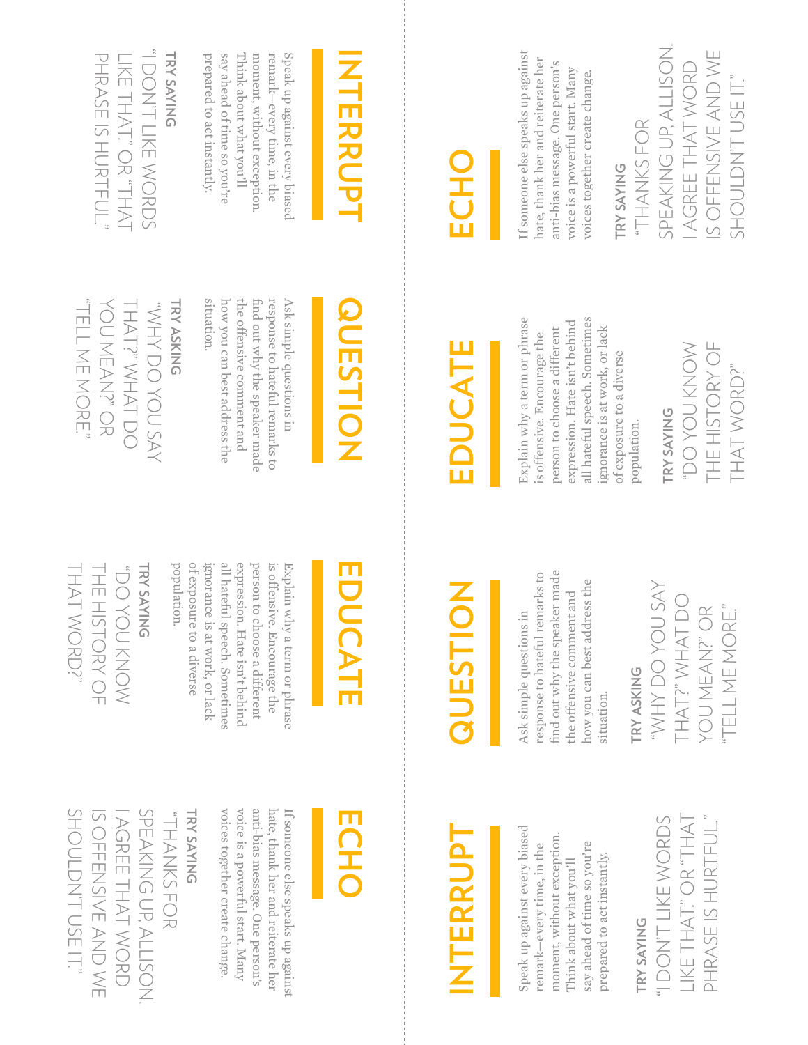## INTERRUPT

Speak up against every biased remark—every time, in the moment, without exception. Think about what you'll say ahead of time so you're prepared to act instantly.

**TRY SAYING**

"I DON'T LIKE WORDS LIKE THAT." OR "THAT PHRASE IS HURTFUL."

## QUESTION

Ask simple questions in response to hateful remarks to find out why the speaker made the offensive comment and how you can best address the situation.

**TRY ASKING**

"WHY DO YOU SAY THAT?" WHAT DO YOU MEAN?" OR "TELL ME MORE."

## EDUCATE

Explain why a term or phrase is offensive. Encourage the person to choose a different expression. Hate isn't behind all hateful speech. Sometimes ignorance is at work, or lack of exposure to a diverse population.

**TRY SAYING**

"DO YOU KNOW THE HISTORY OF THAT WORD?"

## ECHO

If someone else speaks up against hate, thank her and reiterate her anti-bias message. One person's voice is a powerful start. Many voices together create change.

**TRY SAYING**

"THANKS FOR SPEAKING UP, ALLISON. I AGREE THAT WORD IS OFFENSIVE AND WE SHOULDN'T USE IT."

## INTERRUPT

Speak up against every biased remark—every time, in the moment, without exception. Think about what you'll say ahead of time so you're prepared to act instantly.

**TRY SAYING**

"I DON'T LIKE WORDS LIKE THAT." OR "THAT PHRASE IS HURTFUL."

## QUESTION

Ask simple questions in response to hateful remarks to find out why the speaker made the offensive comment and how you can best address the situation.

**TRY ASKING**

"WHY DO YOU SAY THAT?" WHAT DO YOU MEAN?" OR "TELL ME MORE."

## EDUCATE

Explain why a term or phrase is offensive. Encourage the person to choose a different expression. Hate isn't behind all hateful speech. Sometimes ignorance is at work, or lack of exposure to a diverse population.

**TRY SAYING**

"DO YOU KNOW THE HISTORY OF THAT WORD?"

## ECHO

If someone else speaks up against hate, thank her and reiterate her anti-bias message. One person's voice is a powerful start. Many voices together create change.

**TRY SAYING**

"THANKS FOR SPEAKING UP, ALLISON. I AGREE THAT WORD IS OFFENSIVE AND WE SHOULDN'T USE IT."